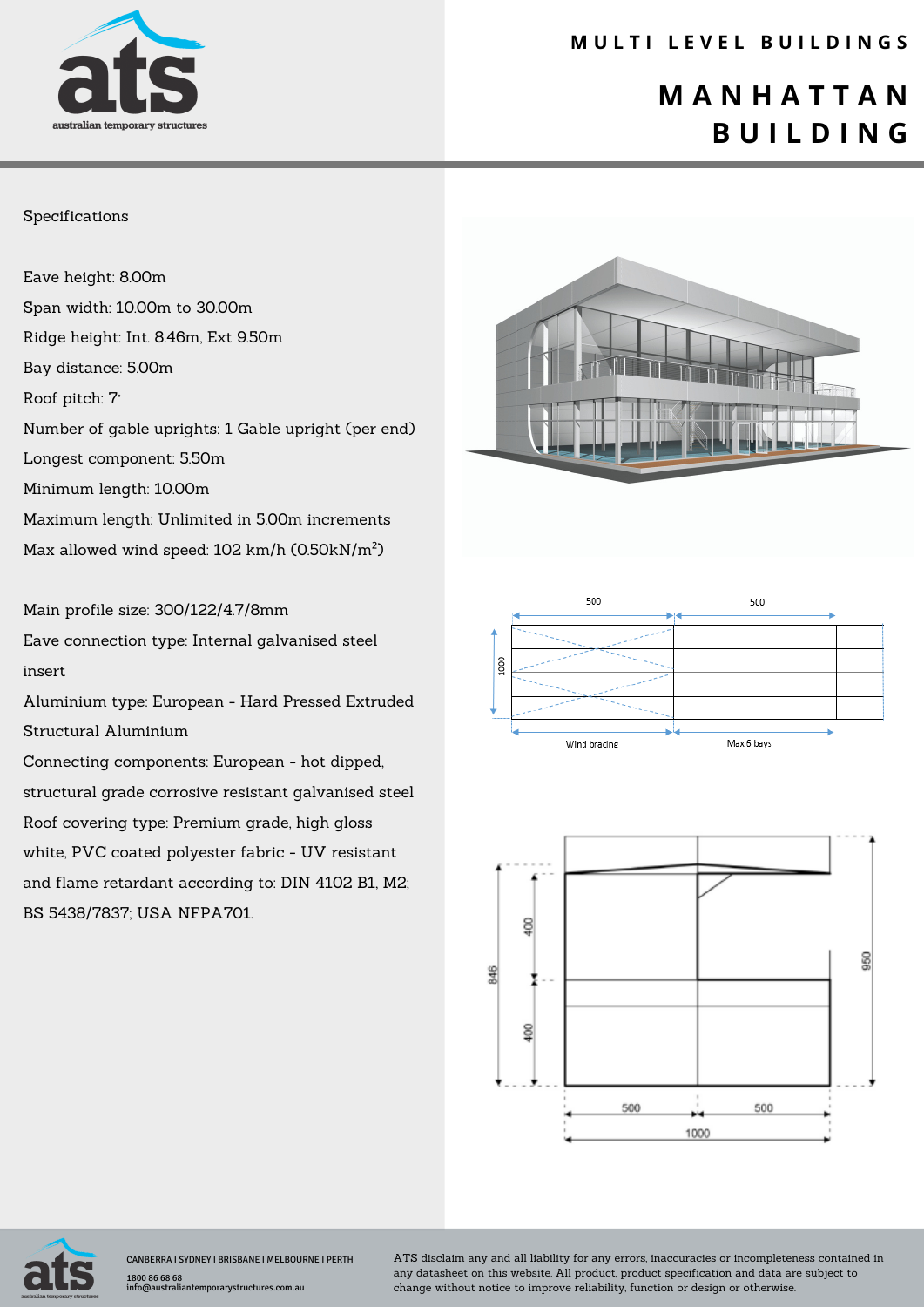# MULTI LEVEL BUILDINGS

# MANHATTAN BUILDING

Specifications

Eave height: 8.00m

Span width: 10.00m to 30.00m

Ridge height: Int. 8.46m, Ext 9.50m

Bay distance: 5.00m

Roof pitch: 7˚

Number of gable uprights: 1 Gable upright (per end)

Longest component: 5.50m

Minimum length: 10.00m

Maximum length: Unlimited in 5.00m increments

Max allowed wind speed: 102 km/h (0.50kN/m$^2$)

Main profile size: 300/122/4.7/8mm

Eave connection type: Internal galvanised steel insert

Aluminium type: European - Hard Pressed Extruded Structural Aluminium

Connecting components: European - hot dipped, structural grade corrosive resistant galvanised steel

Roof covering type: Premium grade, high gloss white, PVC coated polyester fabric - UV resistant and flame retardant according to: DIN 4102 B1, M2; BS 5438/7837; USA NFPA701.

500 500

1000

Wind bracing Max 5 bays

400 846 400 950

500 500

1000

CANBERRA I SYDNEY I BRISBANE I MELBOURNE I PERTH

1800 86 68 68

info@australiantemporarystructures.com.au

ATS disclaim any and all liability for any errors, inaccuracies or incompleteness contained in any datasheet on this website. All product, product specification and data are subject to change without notice to improve reliability, function or design or otherwise.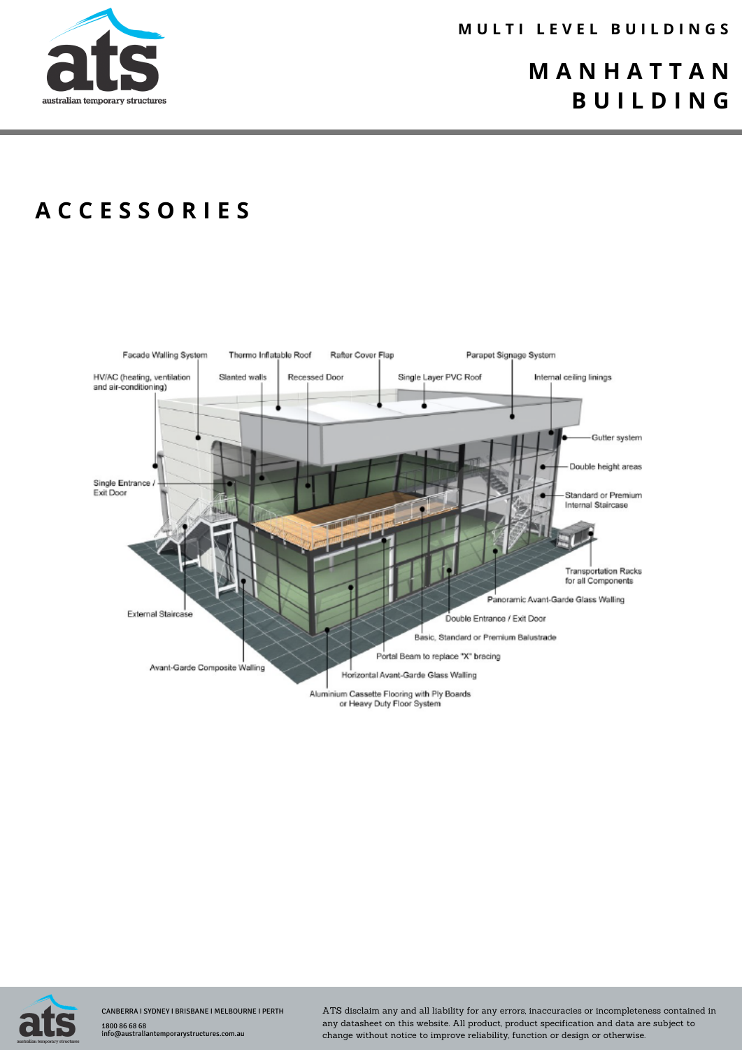# MULTI LEVEL BUILDINGS

# MANHATTAN BUILDING

## ACCESSORIES

Facade Walling System
Thermo Inflatable Roof
Rafter Cover Flap
Parapet Signage System
HV/AC (heating, ventilation and air-conditioning)
Slanted walls
Recessed Door
Single Layer PVC Roof
Internal ceiling linings
Gutter system
Double height areas
Single Entrance / Exit Door
Standard or Premium Internal Staircase
Transportation Racks for all Components
Panoramic Avant-Garde Glass Walling
External Staircase
Double Entrance / Exit Door
Basic, Standard or Premium Balustrade
Portal Beam to replace "X" bracing
Avant-Garde Composite Walling
Horizontal Avant-Garde Glass Walling
Aluminium Cassette Flooring with Ply Boards or Heavy Duty Floor System

CANBERRA I SYDNEY I BRISBANE I MELBOURNE I PERTH
1800 86 68 68
info@australiantemporarystructures.com.au

ATS disclaim any and all liability for any errors, inaccuracies or incompleteness contained in any datasheet on this website. All product, product specification and data are subject to change without notice to improve reliability, function or design or otherwise.